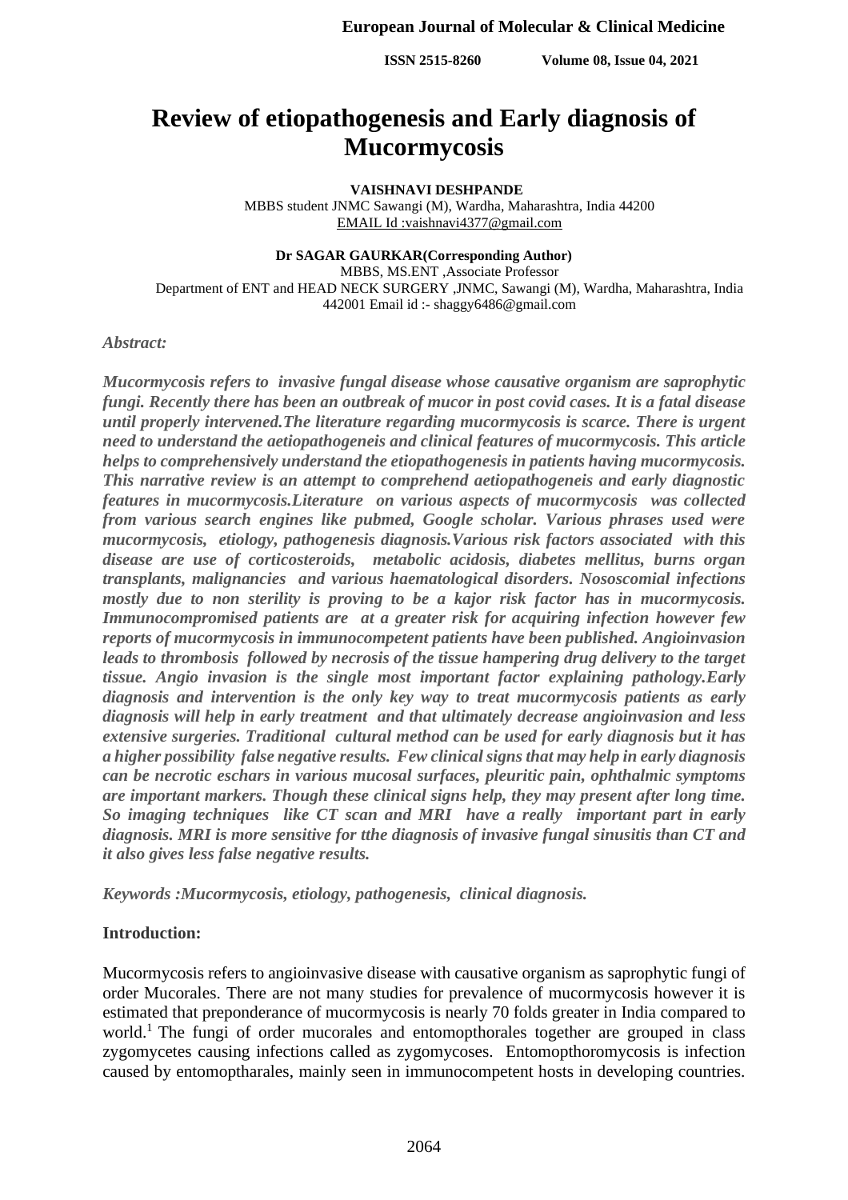# Review of etiopathogenesis and Early diagnosis of Mucormycosis

**VAISHNAVI DESHPANDE**
MBBS student JNMC Sawangi (M), Wardha, Maharashtra, India 44200
EMAIL Id :vaishnavi4377@gmail.com

**Dr SAGAR GAURKAR(Corresponding Author)**
MBBS, MS.ENT ,Associate Professor
Department of ENT and HEAD NECK SURGERY ,JNMC, Sawangi (M), Wardha, Maharashtra, India 442001 Email id :- shaggy6486@gmail.com

***Abstract:***

***Mucormycosis refers to invasive fungal disease whose causative organism are saprophytic fungi. Recently there has been an outbreak of mucor in post covid cases. It is a fatal disease until properly intervened.The literature regarding mucormycosis is scarce. There is urgent need to understand the aetiopathogeneis and clinical features of mucormycosis. This article helps to comprehensively understand the etiopathogenesis in patients having mucormycosis. This narrative review is an attempt to comprehend aetiopathogeneis and early diagnostic features in mucormycosis.Literature on various aspects of mucormycosis was collected from various search engines like pubmed, Google scholar. Various phrases used were mucormycosis, etiology, pathogenesis diagnosis.Various risk factors associated with this disease are use of corticosteroids, metabolic acidosis, diabetes mellitus, burns organ transplants, malignancies and various haematological disorders. Nososcomial infections mostly due to non sterility is proving to be a kajor risk factor has in mucormycosis. Immunocompromised patients are at a greater risk for acquiring infection however few reports of mucormycosis in immunocompetent patients have been published. Angioinvasion leads to thrombosis followed by necrosis of the tissue hampering drug delivery to the target tissue. Angio invasion is the single most important factor explaining pathology.Early diagnosis and intervention is the only key way to treat mucormycosis patients as early diagnosis will help in early treatment and that ultimately decrease angioinvasion and less extensive surgeries. Traditional cultural method can be used for early diagnosis but it has a higher possibility false negative results. Few clinical signs that may help in early diagnosis can be necrotic eschars in various mucosal surfaces, pleuritic pain, ophthalmic symptoms are important markers. Though these clinical signs help, they may present after long time. So imaging techniques like CT scan and MRI have a really important part in early diagnosis. MRI is more sensitive for tthe diagnosis of invasive fungal sinusitis than CT and it also gives less false negative results.***

***Keywords :Mucormycosis, etiology, pathogenesis, clinical diagnosis.***

## Introduction:

Mucormycosis refers to angioinvasive disease with causative organism as saprophytic fungi of order Mucorales. There are not many studies for prevalence of mucormycosis however it is estimated that preponderance of mucormycosis is nearly 70 folds greater in India compared to world.[1] The fungi of order mucorales and entomopthorales together are grouped in class zygomycetes causing infections called as zygomycoses. Entomopthoromycosis is infection caused by entomoptharales, mainly seen in immunocompetent hosts in developing countries.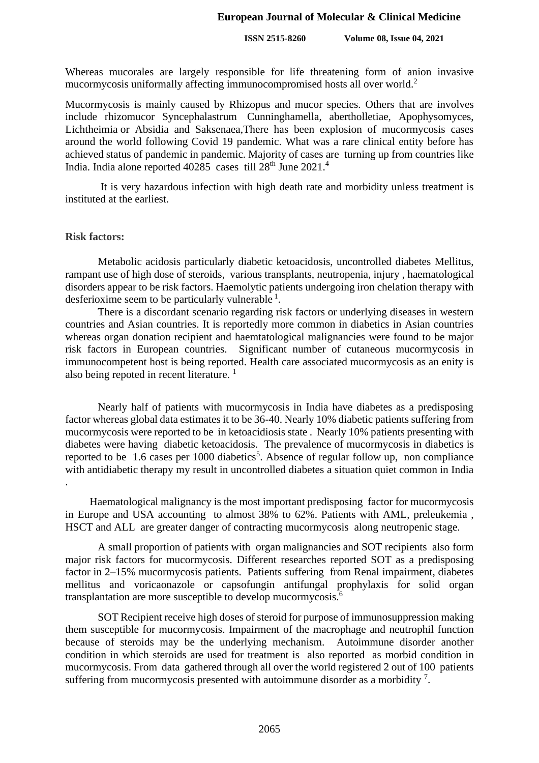Whereas mucorales are largely responsible for life threatening form of anion invasive mucormycosis uniformally affecting immunocompromised hosts all over world.[2]

Mucormycosis is mainly caused by Rhizopus and mucor species. Others that are involves include rhizomucor Syncephalastrum Cunninghamella, abertholletiae, Apophysomyces, Lichtheimia or Absidia and Saksenaea,There has been explosion of mucormycosis cases around the world following Covid 19 pandemic. What was a rare clinical entity before has achieved status of pandemic in pandemic. Majority of cases are turning up from countries like India. India alone reported 40285 cases till 28th June 2021.[4]

It is very hazardous infection with high death rate and morbidity unless treatment is instituted at the earliest.

**Risk factors:**

Metabolic acidosis particularly diabetic ketoacidosis, uncontrolled diabetes Mellitus, rampant use of high dose of steroids, various transplants, neutropenia, injury , haematological disorders appear to be risk factors. Haemolytic patients undergoing iron chelation therapy with desferioxime seem to be particularly vulnerable [1].

There is a discordant scenario regarding risk factors or underlying diseases in western countries and Asian countries. It is reportedly more common in diabetics in Asian countries whereas organ donation recipient and haemtatological malignancies were found to be major risk factors in European countries. Significant number of cutaneous mucormycosis in immunocompetent host is being reported. Health care associated mucormycosis as an enity is also being repoted in recent literature. [1]

Nearly half of patients with mucormycosis in India have diabetes as a predisposing factor whereas global data estimates it to be 36-40. Nearly 10% diabetic patients suffering from mucormycosis were reported to be in ketoacidiosis state . Nearly 10% patients presenting with diabetes were having diabetic ketoacidosis. The prevalence of mucormycosis in diabetics is reported to be 1.6 cases per 1000 diabetics[5]. Absence of regular follow up, non compliance with antidiabetic therapy my result in uncontrolled diabetes a situation quiet common in India .

Haematological malignancy is the most important predisposing factor for mucormycosis in Europe and USA accounting to almost 38% to 62%. Patients with AML, preleukemia , HSCT and ALL are greater danger of contracting mucormycosis along neutropenic stage.

A small proportion of patients with organ malignancies and SOT recipients also form major risk factors for mucormycosis. Different researches reported SOT as a predisposing factor in 2–15% mucormycosis patients. Patients suffering from Renal impairment, diabetes mellitus and voricaonazole or capsofungin antifungal prophylaxis for solid organ transplantation are more susceptible to develop mucormycosis.[6]

SOT Recipient receive high doses of steroid for purpose of immunosuppression making them susceptible for mucormycosis. Impairment of the macrophage and neutrophil function because of steroids may be the underlying mechanism. Autoimmune disorder another condition in which steroids are used for treatment is also reported as morbid condition in mucormycosis. From data gathered through all over the world registered 2 out of 100 patients suffering from mucormycosis presented with autoimmune disorder as a morbidity [7].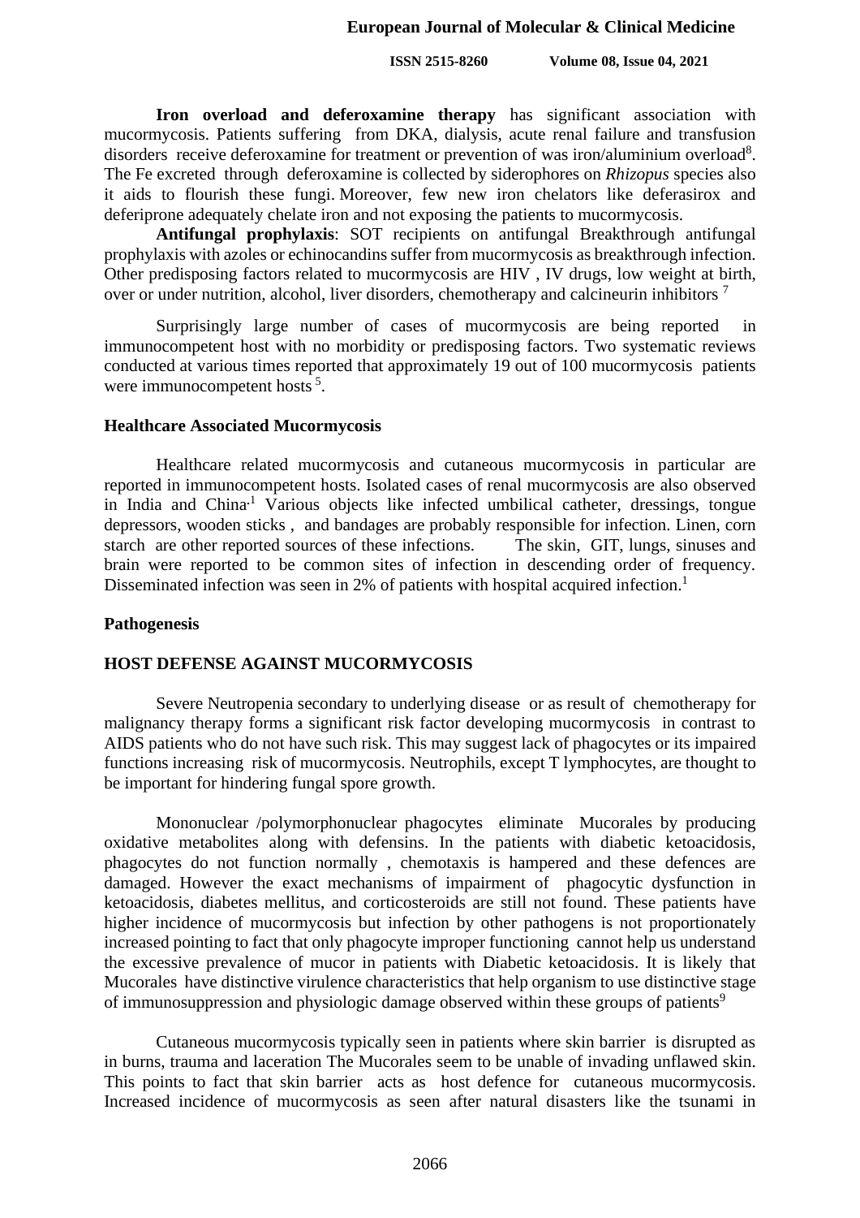**Iron overload and deferoxamine therapy** has significant association with mucormycosis. Patients suffering from DKA, dialysis, acute renal failure and transfusion disorders receive deferoxamine for treatment or prevention of was iron/aluminium overload[8]. The Fe excreted through deferoxamine is collected by siderophores on *Rhizopus* species also it aids to flourish these fungi. Moreover, few new iron chelators like deferasirox and deferiprone adequately chelate iron and not exposing the patients to mucormycosis.

**Antifungal prophylaxis**: SOT recipients on antifungal Breakthrough antifungal prophylaxis with azoles or echinocandins suffer from mucormycosis as breakthrough infection. Other predisposing factors related to mucormycosis are HIV , IV drugs, low weight at birth, over or under nutrition, alcohol, liver disorders, chemotherapy and calcineurin inhibitors [7]

Surprisingly large number of cases of mucormycosis are being reported in immunocompetent host with no morbidity or predisposing factors. Two systematic reviews conducted at various times reported that approximately 19 out of 100 mucormycosis patients were immunocompetent hosts [5].

## Healthcare Associated Mucormycosis

Healthcare related mucormycosis and cutaneous mucormycosis in particular are reported in immunocompetent hosts. Isolated cases of renal mucormycosis are also observed in India and China.[1] Various objects like infected umbilical catheter, dressings, tongue depressors, wooden sticks , and bandages are probably responsible for infection. Linen, corn starch are other reported sources of these infections. The skin, GIT, lungs, sinuses and brain were reported to be common sites of infection in descending order of frequency. Disseminated infection was seen in 2% of patients with hospital acquired infection.[1]

## Pathogenesis

### HOST DEFENSE AGAINST MUCORMYCOSIS

Severe Neutropenia secondary to underlying disease or as result of chemotherapy for malignancy therapy forms a significant risk factor developing mucormycosis in contrast to AIDS patients who do not have such risk. This may suggest lack of phagocytes or its impaired functions increasing risk of mucormycosis. Neutrophils, except T lymphocytes, are thought to be important for hindering fungal spore growth.

Mononuclear /polymorphonuclear phagocytes eliminate Mucorales by producing oxidative metabolites along with defensins. In the patients with diabetic ketoacidosis, phagocytes do not function normally , chemotaxis is hampered and these defences are damaged. However the exact mechanisms of impairment of phagocytic dysfunction in ketoacidosis, diabetes mellitus, and corticosteroids are still not found. These patients have higher incidence of mucormycosis but infection by other pathogens is not proportionately increased pointing to fact that only phagocyte improper functioning cannot help us understand the excessive prevalence of mucor in patients with Diabetic ketoacidosis. It is likely that Mucorales have distinctive virulence characteristics that help organism to use distinctive stage of immunosuppression and physiologic damage observed within these groups of patients[9]

Cutaneous mucormycosis typically seen in patients where skin barrier is disrupted as in burns, trauma and laceration The Mucorales seem to be unable of invading unflawed skin. This points to fact that skin barrier acts as host defence for cutaneous mucormycosis. Increased incidence of mucormycosis as seen after natural disasters like the tsunami in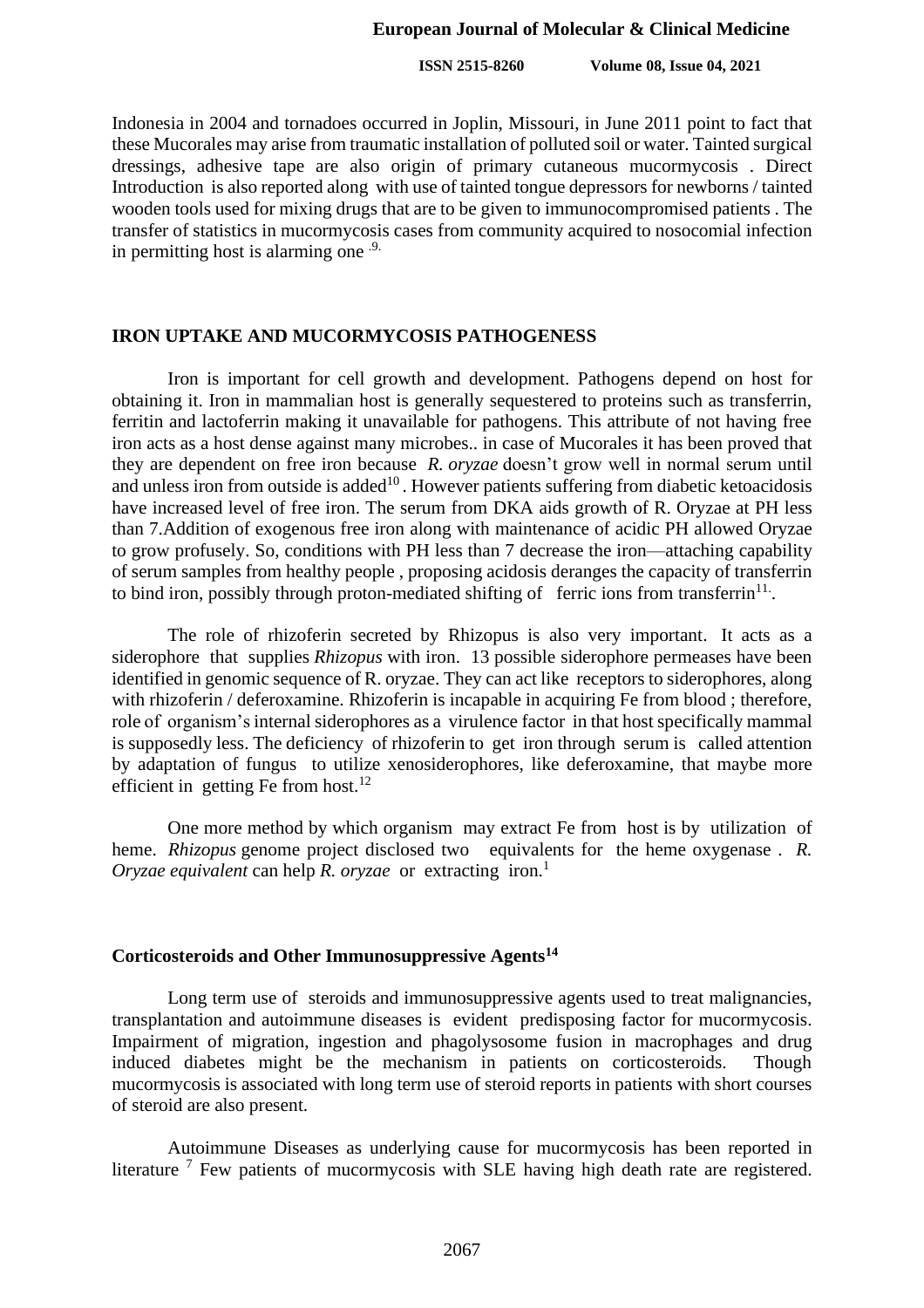Indonesia in 2004 and tornadoes occurred in Joplin, Missouri, in June 2011 point to fact that these Mucorales may arise from traumatic installation of polluted soil or water. Tainted surgical dressings, adhesive tape are also origin of primary cutaneous mucormycosis . Direct Introduction is also reported along with use of tainted tongue depressors for newborns / tainted wooden tools used for mixing drugs that are to be given to immunocompromised patients . The transfer of statistics in mucormycosis cases from community acquired to nosocomial infection in permitting host is alarming one [.9.]

## IRON UPTAKE AND MUCORMYCOSIS PATHOGENESS

Iron is important for cell growth and development. Pathogens depend on host for obtaining it. Iron in mammalian host is generally sequestered to proteins such as transferrin, ferritin and lactoferrin making it unavailable for pathogens. This attribute of not having free iron acts as a host dense against many microbes.. in case of Mucorales it has been proved that they are dependent on free iron because *R. oryzae* doesn't grow well in normal serum until and unless iron from outside is added[10] . However patients suffering from diabetic ketoacidosis have increased level of free iron. The serum from DKA aids growth of R. Oryzae at PH less than 7.Addition of exogenous free iron along with maintenance of acidic PH allowed Oryzae to grow profusely. So, conditions with PH less than 7 decrease the iron—attaching capability of serum samples from healthy people , proposing acidosis deranges the capacity of transferrin to bind iron, possibly through proton-mediated shifting of ferric ions from transferrin[11.].

The role of rhizoferin secreted by Rhizopus is also very important. It acts as a siderophore that supplies *Rhizopus* with iron. 13 possible siderophore permeases have been identified in genomic sequence of R. oryzae. They can act like receptors to siderophores, along with rhizoferin / deferoxamine. Rhizoferin is incapable in acquiring Fe from blood ; therefore, role of organism's internal siderophores as a virulence factor in that host specifically mammal is supposedly less. The deficiency of rhizoferin to get iron through serum is called attention by adaptation of fungus to utilize xenosiderophores, like deferoxamine, that maybe more efficient in getting Fe from host.[12]

One more method by which organism may extract Fe from host is by utilization of heme. *Rhizopus* genome project disclosed two equivalents for the heme oxygenase . *R. Oryzae equivalent* can help *R. oryzae* or extracting iron.[1]

## Corticosteroids and Other Immunosuppressive Agents[14]

Long term use of steroids and immunosuppressive agents used to treat malignancies, transplantation and autoimmune diseases is evident predisposing factor for mucormycosis. Impairment of migration, ingestion and phagolysosome fusion in macrophages and drug induced diabetes might be the mechanism in patients on corticosteroids. Though mucormycosis is associated with long term use of steroid reports in patients with short courses of steroid are also present.

Autoimmune Diseases as underlying cause for mucormycosis has been reported in literature [7] Few patients of mucormycosis with SLE having high death rate are registered.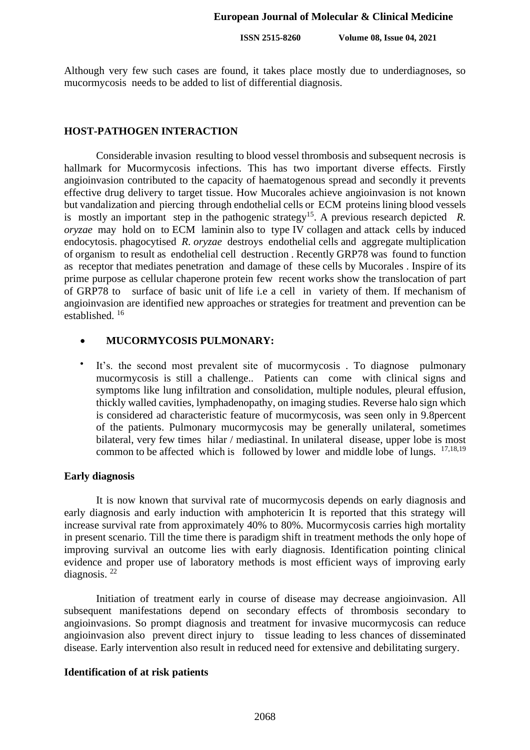Although very few such cases are found, it takes place mostly due to underdiagnoses, so mucormycosis needs to be added to list of differential diagnosis.

## HOST-PATHOGEN INTERACTION

Considerable invasion resulting to blood vessel thrombosis and subsequent necrosis is hallmark for Mucormycosis infections. This has two important diverse effects. Firstly angioinvasion contributed to the capacity of haematogenous spread and secondly it prevents effective drug delivery to target tissue. How Mucorales achieve angioinvasion is not known but vandalization and piercing through endothelial cells or ECM proteins lining blood vessels is mostly an important step in the pathogenic strategy[15]. A previous research depicted *R. oryzae* may hold on to ECM laminin also to type IV collagen and attack cells by induced endocytosis. phagocytised *R. oryzae* destroys endothelial cells and aggregate multiplication of organism to result as endothelial cell destruction . Recently GRP78 was found to function as receptor that mediates penetration and damage of these cells by Mucorales . Inspire of its prime purpose as cellular chaperone protein few recent works show the translocation of part of GRP78 to surface of basic unit of life i.e a cell in variety of them. If mechanism of angioinvasion are identified new approaches or strategies for treatment and prevention can be established. [16]

- **MUCORMYCOSIS PULMONARY:**

- It's. the second most prevalent site of mucormycosis . To diagnose pulmonary mucormycosis is still a challenge.. Patients can come with clinical signs and symptoms like lung infiltration and consolidation, multiple nodules, pleural effusion, thickly walled cavities, lymphadenopathy, on imaging studies. Reverse halo sign which is considered ad characteristic feature of mucormycosis, was seen only in 9.8percent of the patients. Pulmonary mucormycosis may be generally unilateral, sometimes bilateral, very few times hilar / mediastinal. In unilateral disease, upper lobe is most common to be affected which is followed by lower and middle lobe of lungs. [17,18,19]

### Early diagnosis

It is now known that survival rate of mucormycosis depends on early diagnosis and early diagnosis and early induction with amphotericin It is reported that this strategy will increase survival rate from approximately 40% to 80%. Mucormycosis carries high mortality in present scenario. Till the time there is paradigm shift in treatment methods the only hope of improving survival an outcome lies with early diagnosis. Identification pointing clinical evidence and proper use of laboratory methods is most efficient ways of improving early diagnosis. [22]

Initiation of treatment early in course of disease may decrease angioinvasion. All subsequent manifestations depend on secondary effects of thrombosis secondary to angioinvasions. So prompt diagnosis and treatment for invasive mucormycosis can reduce angioinvasion also prevent direct injury to tissue leading to less chances of disseminated disease. Early intervention also result in reduced need for extensive and debilitating surgery.

### Identification of at risk patients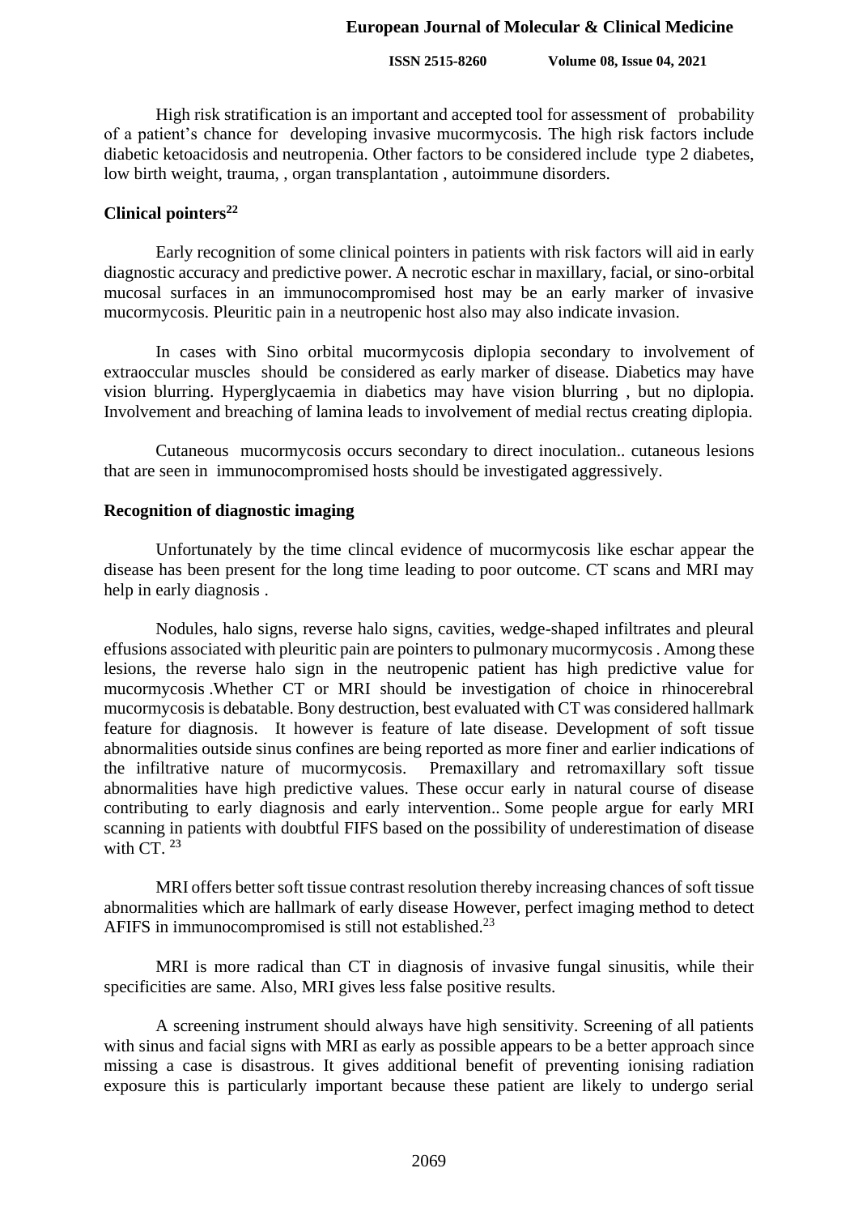High risk stratification is an important and accepted tool for assessment of probability of a patient's chance for developing invasive mucormycosis. The high risk factors include diabetic ketoacidosis and neutropenia. Other factors to be considered include type 2 diabetes, low birth weight, trauma, , organ transplantation , autoimmune disorders.

**Clinical pointers[22]**

Early recognition of some clinical pointers in patients with risk factors will aid in early diagnostic accuracy and predictive power. A necrotic eschar in maxillary, facial, or sino-orbital mucosal surfaces in an immunocompromised host may be an early marker of invasive mucormycosis. Pleuritic pain in a neutropenic host also may also indicate invasion.

In cases with Sino orbital mucormycosis diplopia secondary to involvement of extraoccular muscles should be considered as early marker of disease. Diabetics may have vision blurring. Hyperglycaemia in diabetics may have vision blurring , but no diplopia. Involvement and breaching of lamina leads to involvement of medial rectus creating diplopia.

Cutaneous mucormycosis occurs secondary to direct inoculation.. cutaneous lesions that are seen in immunocompromised hosts should be investigated aggressively.

**Recognition of diagnostic imaging**

Unfortunately by the time clincal evidence of mucormycosis like eschar appear the disease has been present for the long time leading to poor outcome. CT scans and MRI may help in early diagnosis .

Nodules, halo signs, reverse halo signs, cavities, wedge-shaped infiltrates and pleural effusions associated with pleuritic pain are pointers to pulmonary mucormycosis . Among these lesions, the reverse halo sign in the neutropenic patient has high predictive value for mucormycosis .Whether CT or MRI should be investigation of choice in rhinocerebral mucormycosis is debatable. Bony destruction, best evaluated with CT was considered hallmark feature for diagnosis. It however is feature of late disease. Development of soft tissue abnormalities outside sinus confines are being reported as more finer and earlier indications of the infiltrative nature of mucormycosis. Premaxillary and retromaxillary soft tissue abnormalities have high predictive values. These occur early in natural course of disease contributing to early diagnosis and early intervention.. Some people argue for early MRI scanning in patients with doubtful FIFS based on the possibility of underestimation of disease with CT. [23]

MRI offers better soft tissue contrast resolution thereby increasing chances of soft tissue abnormalities which are hallmark of early disease However, perfect imaging method to detect AFIFS in immunocompromised is still not established.[23]

MRI is more radical than CT in diagnosis of invasive fungal sinusitis, while their specificities are same. Also, MRI gives less false positive results.

A screening instrument should always have high sensitivity. Screening of all patients with sinus and facial signs with MRI as early as possible appears to be a better approach since missing a case is disastrous. It gives additional benefit of preventing ionising radiation exposure this is particularly important because these patient are likely to undergo serial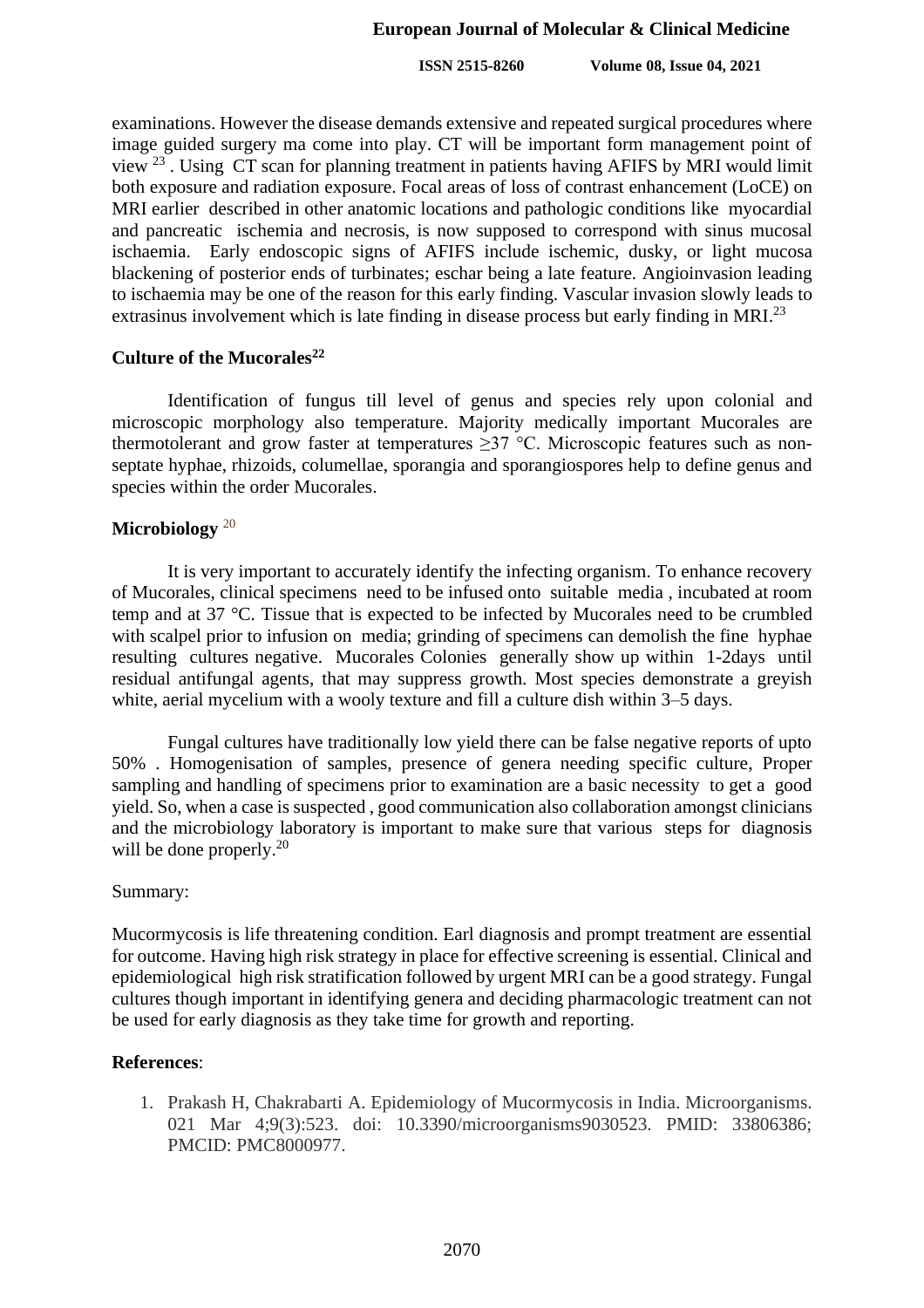examinations. However the disease demands extensive and repeated surgical procedures where image guided surgery ma come into play. CT will be important form management point of view [23] . Using CT scan for planning treatment in patients having AFIFS by MRI would limit both exposure and radiation exposure. Focal areas of loss of contrast enhancement (LoCE) on MRI earlier described in other anatomic locations and pathologic conditions like myocardial and pancreatic ischemia and necrosis, is now supposed to correspond with sinus mucosal ischaemia. Early endoscopic signs of AFIFS include ischemic, dusky, or light mucosa blackening of posterior ends of turbinates; eschar being a late feature. Angioinvasion leading to ischaemia may be one of the reason for this early finding. Vascular invasion slowly leads to extrasinus involvement which is late finding in disease process but early finding in MRI.[23]

## Culture of the Mucorales[22]

Identification of fungus till level of genus and species rely upon colonial and microscopic morphology also temperature. Majority medically important Mucorales are thermotolerant and grow faster at temperatures ≥37 °C. Microscopic features such as non-septate hyphae, rhizoids, columellae, sporangia and sporangiospores help to define genus and species within the order Mucorales.

## Microbiology [20]

It is very important to accurately identify the infecting organism. To enhance recovery of Mucorales, clinical specimens need to be infused onto suitable media , incubated at room temp and at 37 °C. Tissue that is expected to be infected by Mucorales need to be crumbled with scalpel prior to infusion on media; grinding of specimens can demolish the fine hyphae resulting cultures negative. Mucorales Colonies generally show up within 1-2days until residual antifungal agents, that may suppress growth. Most species demonstrate a greyish white, aerial mycelium with a wooly texture and fill a culture dish within 3–5 days.

Fungal cultures have traditionally low yield there can be false negative reports of upto 50% . Homogenisation of samples, presence of genera needing specific culture, Proper sampling and handling of specimens prior to examination are a basic necessity to get a good yield. So, when a case is suspected , good communication also collaboration amongst clinicians and the microbiology laboratory is important to make sure that various steps for diagnosis will be done properly.[20]

Summary:

Mucormycosis is life threatening condition. Earl diagnosis and prompt treatment are essential for outcome. Having high risk strategy in place for effective screening is essential. Clinical and epidemiological high risk stratification followed by urgent MRI can be a good strategy. Fungal cultures though important in identifying genera and deciding pharmacologic treatment can not be used for early diagnosis as they take time for growth and reporting.

## References:

1. Prakash H, Chakrabarti A. Epidemiology of Mucormycosis in India. Microorganisms. 021 Mar 4;9(3):523. doi: 10.3390/microorganisms9030523. PMID: 33806386; PMCID: PMC8000977.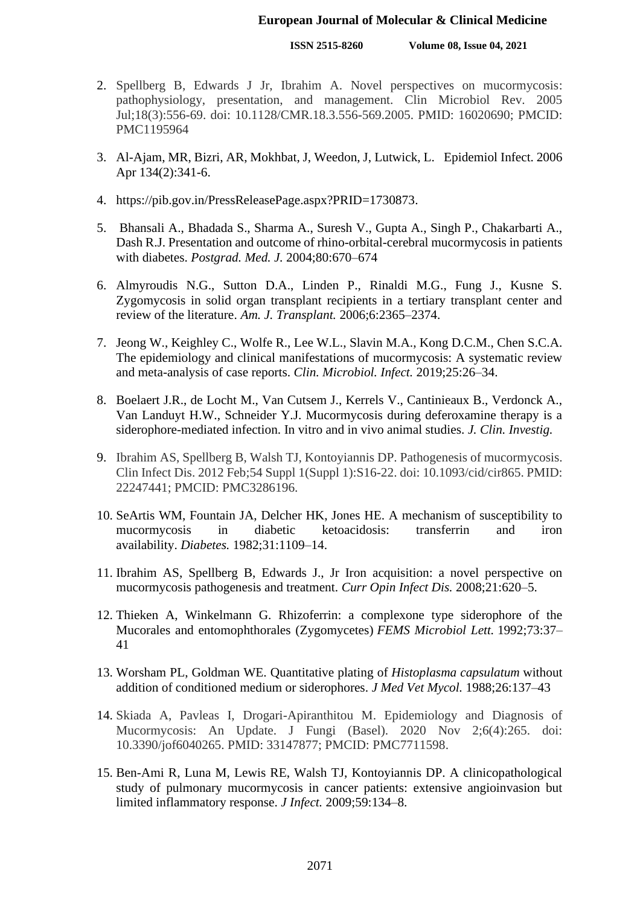2. Spellberg B, Edwards J Jr, Ibrahim A. Novel perspectives on mucormycosis: pathophysiology, presentation, and management. Clin Microbiol Rev. 2005 Jul;18(3):556-69. doi: 10.1128/CMR.18.3.556-569.2005. PMID: 16020690; PMCID: PMC1195964

3. Al-Ajam, MR, Bizri, AR, Mokhbat, J, Weedon, J, Lutwick, L. Epidemiol Infect. 2006 Apr 134(2):341-6.

4. https://pib.gov.in/PressReleasePage.aspx?PRID=1730873.

5. Bhansali A., Bhadada S., Sharma A., Suresh V., Gupta A., Singh P., Chakarbarti A., Dash R.J. Presentation and outcome of rhino-orbital-cerebral mucormycosis in patients with diabetes. *Postgrad. Med. J.* 2004;80:670–674

6. Almyroudis N.G., Sutton D.A., Linden P., Rinaldi M.G., Fung J., Kusne S. Zygomycosis in solid organ transplant recipients in a tertiary transplant center and review of the literature. *Am. J. Transplant.* 2006;6:2365–2374.

7. Jeong W., Keighley C., Wolfe R., Lee W.L., Slavin M.A., Kong D.C.M., Chen S.C.A. The epidemiology and clinical manifestations of mucormycosis: A systematic review and meta-analysis of case reports. *Clin. Microbiol. Infect.* 2019;25:26–34.

8. Boelaert J.R., de Locht M., Van Cutsem J., Kerrels V., Cantinieaux B., Verdonck A., Van Landuyt H.W., Schneider Y.J. Mucormycosis during deferoxamine therapy is a siderophore-mediated infection. In vitro and in vivo animal studies. *J. Clin. Investig.*

9. Ibrahim AS, Spellberg B, Walsh TJ, Kontoyiannis DP. Pathogenesis of mucormycosis. Clin Infect Dis. 2012 Feb;54 Suppl 1(Suppl 1):S16-22. doi: 10.1093/cid/cir865. PMID: 22247441; PMCID: PMC3286196.

10. SeArtis WM, Fountain JA, Delcher HK, Jones HE. A mechanism of susceptibility to mucormycosis in diabetic ketoacidosis: transferrin and iron availability. *Diabetes.* 1982;31:1109–14.

11. Ibrahim AS, Spellberg B, Edwards J., Jr Iron acquisition: a novel perspective on mucormycosis pathogenesis and treatment. *Curr Opin Infect Dis.* 2008;21:620–5.

12. Thieken A, Winkelmann G. Rhizoferrin: a complexone type siderophore of the Mucorales and entomophthorales (Zygomycetes) *FEMS Microbiol Lett.* 1992;73:37–41

13. Worsham PL, Goldman WE. Quantitative plating of *Histoplasma capsulatum* without addition of conditioned medium or siderophores. *J Med Vet Mycol.* 1988;26:137–43

14. Skiada A, Pavleas I, Drogari-Apiranthitou M. Epidemiology and Diagnosis of Mucormycosis: An Update. J Fungi (Basel). 2020 Nov 2;6(4):265. doi: 10.3390/jof6040265. PMID: 33147877; PMCID: PMC7711598.

15. Ben-Ami R, Luna M, Lewis RE, Walsh TJ, Kontoyiannis DP. A clinicopathological study of pulmonary mucormycosis in cancer patients: extensive angioinvasion but limited inflammatory response. *J Infect.* 2009;59:134–8.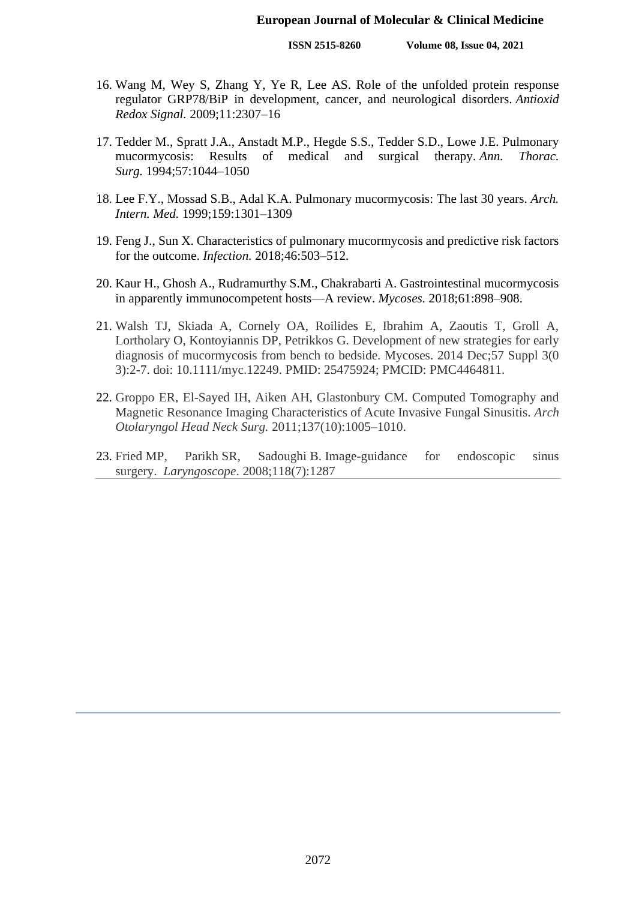16. Wang M, Wey S, Zhang Y, Ye R, Lee AS. Role of the unfolded protein response regulator GRP78/BiP in development, cancer, and neurological disorders. *Antioxid Redox Signal.* 2009;11:2307–16

17. Tedder M., Spratt J.A., Anstadt M.P., Hegde S.S., Tedder S.D., Lowe J.E. Pulmonary mucormycosis: Results of medical and surgical therapy. *Ann. Thorac. Surg.* 1994;57:1044–1050

18. Lee F.Y., Mossad S.B., Adal K.A. Pulmonary mucormycosis: The last 30 years. *Arch. Intern. Med.* 1999;159:1301–1309

19. Feng J., Sun X. Characteristics of pulmonary mucormycosis and predictive risk factors for the outcome. *Infection.* 2018;46:503–512.

20. Kaur H., Ghosh A., Rudramurthy S.M., Chakrabarti A. Gastrointestinal mucormycosis in apparently immunocompetent hosts—A review. *Mycoses.* 2018;61:898–908.

21. Walsh TJ, Skiada A, Cornely OA, Roilides E, Ibrahim A, Zaoutis T, Groll A, Lortholary O, Kontoyiannis DP, Petrikkos G. Development of new strategies for early diagnosis of mucormycosis from bench to bedside. Mycoses. 2014 Dec;57 Suppl 3(0 3):2-7. doi: 10.1111/myc.12249. PMID: 25475924; PMCID: PMC4464811.

22. Groppo ER, El-Sayed IH, Aiken AH, Glastonbury CM. Computed Tomography and Magnetic Resonance Imaging Characteristics of Acute Invasive Fungal Sinusitis. *Arch Otolaryngol Head Neck Surg.* 2011;137(10):1005–1010.

23. Fried MP, Parikh SR, Sadoughi B. Image-guidance for endoscopic sinus surgery. *Laryngoscope*. 2008;118(7):1287